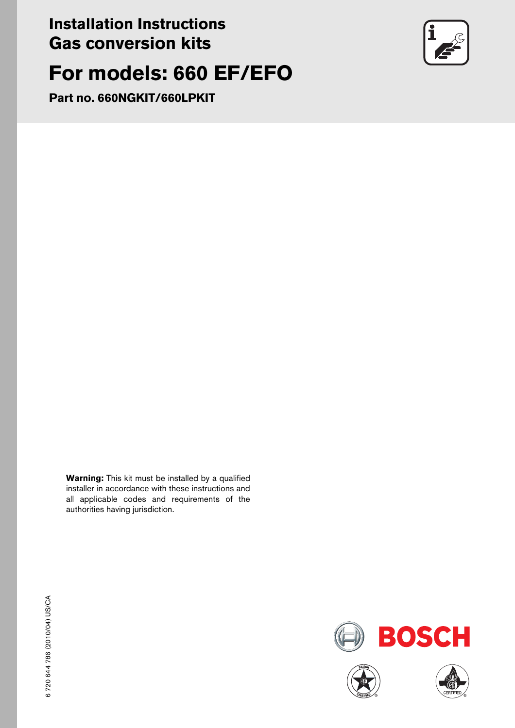# Installation Instructions
# Gas conversion kits

# For models: 660 EF/EFO

**Part no. 660NGKIT/660LPKIT**

**Warning:** This kit must be installed by a qualified installer in accordance with these instructions and all applicable codes and requirements of the authorities having jurisdiction.

6 720 644 786 (2010/04) US/CA

BOSCH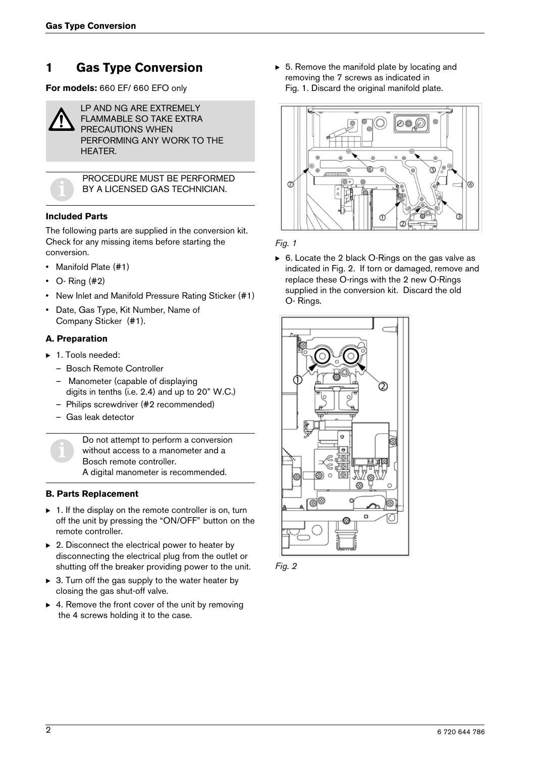# 1 Gas Type Conversion

**For models:** 660 EF/ 660 EFO only

LP AND NG ARE EXTREMELY FLAMMABLE SO TAKE EXTRA PRECAUTIONS WHEN PERFORMING ANY WORK TO THE HEATER.

PROCEDURE MUST BE PERFORMED BY A LICENSED GAS TECHNICIAN.

### Included Parts

The following parts are supplied in the conversion kit. Check for any missing items before starting the conversion.

- Manifold Plate (#1)
- O- Ring (#2)
- New Inlet and Manifold Pressure Rating Sticker (#1)
- Date, Gas Type, Kit Number, Name of Company Sticker (#1).

### A. Preparation

▶ 1. Tools needed:
  - Bosch Remote Controller
  - Manometer (capable of displaying digits in tenths (i.e. 2.4) and up to 20" W.C.)
  - Philips screwdriver (#2 recommended)
  - Gas leak detector

Do not attempt to perform a conversion without access to a manometer and a Bosch remote controller.
A digital manometer is recommended.

### B. Parts Replacement

▶ 1. If the display on the remote controller is on, turn off the unit by pressing the "ON/OFF" button on the remote controller.

▶ 2. Disconnect the electrical power to heater by disconnecting the electrical plug from the outlet or shutting off the breaker providing power to the unit.

▶ 3. Turn off the gas supply to the water heater by closing the gas shut-off valve.

▶ 4. Remove the front cover of the unit by removing the 4 screws holding it to the case.

▶ 5. Remove the manifold plate by locating and removing the 7 screws as indicated in Fig. 1. Discard the original manifold plate.

*Fig. 1*

▶ 6. Locate the 2 black O-Rings on the gas valve as indicated in Fig. 2. If torn or damaged, remove and replace these O-rings with the 2 new O-Rings supplied in the conversion kit. Discard the old O- Rings.

*Fig. 2*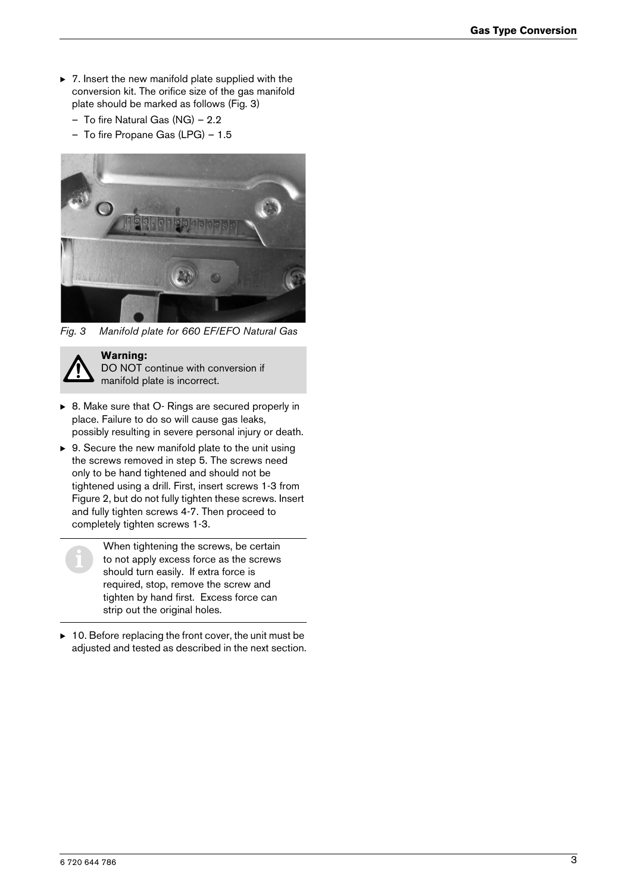- 7. Insert the new manifold plate supplied with the conversion kit. The orifice size of the gas manifold plate should be marked as follows (Fig. 3)
  - To fire Natural Gas (NG) – 2.2
  - To fire Propane Gas (LPG) – 1.5

*Fig. 3 Manifold plate for 660 EF/EFO Natural Gas*

> **Warning:**
> DO NOT continue with conversion if manifold plate is incorrect.

- 8. Make sure that O- Rings are secured properly in place. Failure to do so will cause gas leaks, possibly resulting in severe personal injury or death.
- 9. Secure the new manifold plate to the unit using the screws removed in step 5. The screws need only to be hand tightened and should not be tightened using a drill. First, insert screws 1-3 from Figure 2, but do not fully tighten these screws. Insert and fully tighten screws 4-7. Then proceed to completely tighten screws 1-3.

> When tightening the screws, be certain to not apply excess force as the screws should turn easily. If extra force is required, stop, remove the screw and tighten by hand first. Excess force can strip out the original holes.

- 10. Before replacing the front cover, the unit must be adjusted and tested as described in the next section.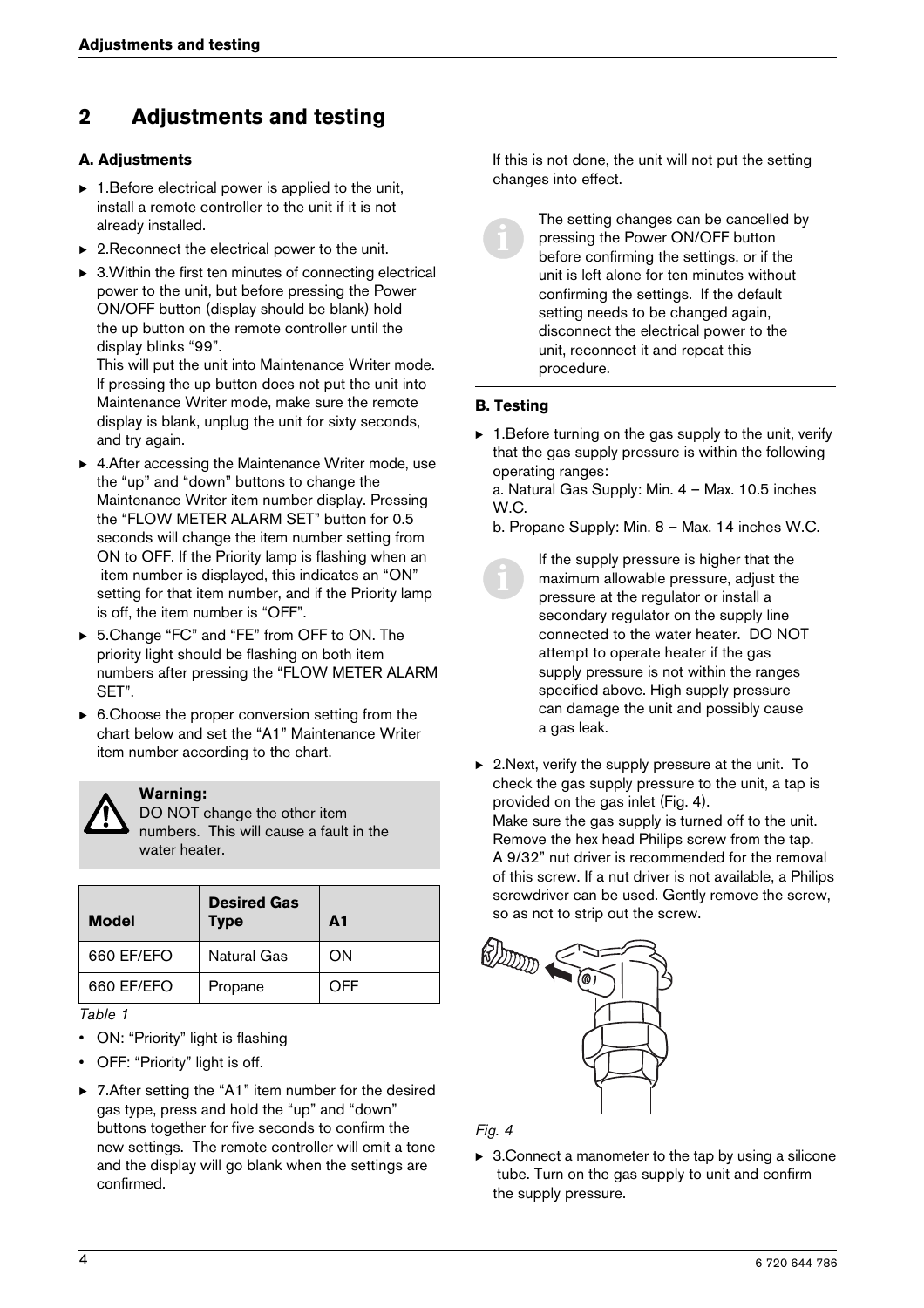## 2 Adjustments and testing

### A. Adjustments

- 1.Before electrical power is applied to the unit, install a remote controller to the unit if it is not already installed.
- 2.Reconnect the electrical power to the unit.
- 3.Within the first ten minutes of connecting electrical power to the unit, but before pressing the Power ON/OFF button (display should be blank) hold the up button on the remote controller until the display blinks "99".
  This will put the unit into Maintenance Writer mode. If pressing the up button does not put the unit into Maintenance Writer mode, make sure the remote display is blank, unplug the unit for sixty seconds, and try again.
- 4.After accessing the Maintenance Writer mode, use the "up" and "down" buttons to change the Maintenance Writer item number display. Pressing the "FLOW METER ALARM SET" button for 0.5 seconds will change the item number setting from ON to OFF. If the Priority lamp is flashing when an item number is displayed, this indicates an "ON" setting for that item number, and if the Priority lamp is off, the item number is "OFF".
- 5.Change "FC" and "FE" from OFF to ON. The priority light should be flashing on both item numbers after pressing the "FLOW METER ALARM SET".
- 6.Choose the proper conversion setting from the chart below and set the "A1" Maintenance Writer item number according to the chart.

**Warning:**
DO NOT change the other item numbers. This will cause a fault in the water heater.

| Model | Desired Gas Type | A1 |
|---|---|---|
| 660 EF/EFO | Natural Gas | ON |
| 660 EF/EFO | Propane | OFF |

*Table 1*

- ON: "Priority" light is flashing
- OFF: "Priority" light is off.

- 7.After setting the "A1" item number for the desired gas type, press and hold the "up" and "down" buttons together for five seconds to confirm the new settings. The remote controller will emit a tone and the display will go blank when the settings are confirmed.
  If this is not done, the unit will not put the setting changes into effect.

The setting changes can be cancelled by pressing the Power ON/OFF button before confirming the settings, or if the unit is left alone for ten minutes without confirming the settings. If the default setting needs to be changed again, disconnect the electrical power to the unit, reconnect it and repeat this procedure.

### B. Testing

- 1.Before turning on the gas supply to the unit, verify that the gas supply pressure is within the following operating ranges:
  a. Natural Gas Supply: Min. 4 – Max. 10.5 inches W.C.
  b. Propane Supply: Min. 8 – Max. 14 inches W.C.

If the supply pressure is higher that the maximum allowable pressure, adjust the pressure at the regulator or install a secondary regulator on the supply line connected to the water heater. DO NOT attempt to operate heater if the gas supply pressure is not within the ranges specified above. High supply pressure can damage the unit and possibly cause a gas leak.

- 2.Next, verify the supply pressure at the unit. To check the gas supply pressure to the unit, a tap is provided on the gas inlet (Fig. 4).
  Make sure the gas supply is turned off to the unit. Remove the hex head Philips screw from the tap. A 9/32" nut driver is recommended for the removal of this screw. If a nut driver is not available, a Philips screwdriver can be used. Gently remove the screw, so as not to strip out the screw.

*Fig. 4*

- 3.Connect a manometer to the tap by using a silicone tube. Turn on the gas supply to unit and confirm the supply pressure.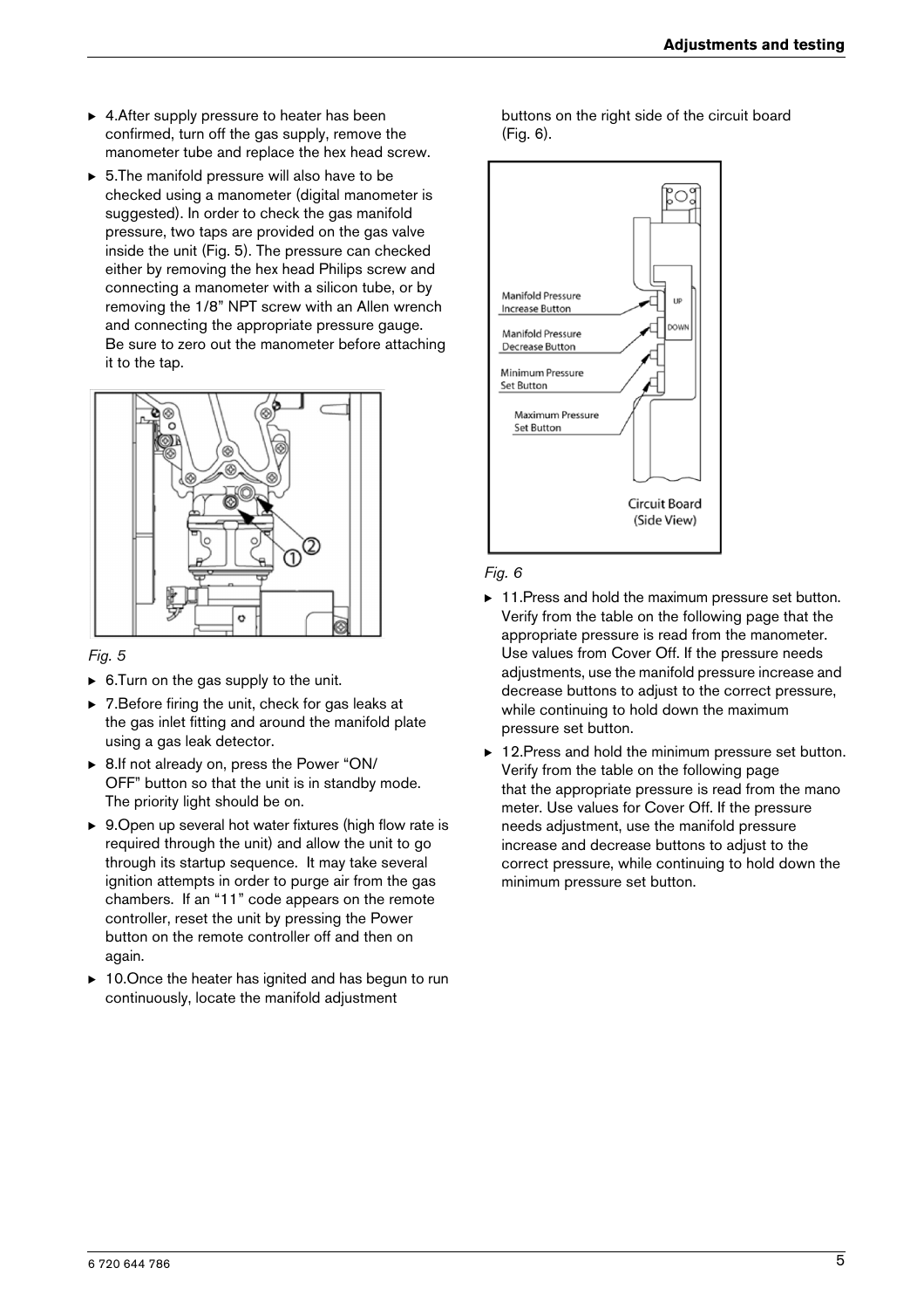- 4.After supply pressure to heater has been confirmed, turn off the gas supply, remove the manometer tube and replace the hex head screw.
- 5.The manifold pressure will also have to be checked using a manometer (digital manometer is suggested). In order to check the gas manifold pressure, two taps are provided on the gas valve inside the unit (Fig. 5). The pressure can checked either by removing the hex head Philips screw and connecting a manometer with a silicon tube, or by removing the 1/8" NPT screw with an Allen wrench and connecting the appropriate pressure gauge. Be sure to zero out the manometer before attaching it to the tap.

*Fig. 5*

- 6.Turn on the gas supply to the unit.
- 7.Before firing the unit, check for gas leaks at the gas inlet fitting and around the manifold plate using a gas leak detector.
- 8.If not already on, press the Power "ON/ OFF" button so that the unit is in standby mode. The priority light should be on.
- 9.Open up several hot water fixtures (high flow rate is required through the unit) and allow the unit to go through its startup sequence. It may take several ignition attempts in order to purge air from the gas chambers. If an "11" code appears on the remote controller, reset the unit by pressing the Power button on the remote controller off and then on again.
- 10.Once the heater has ignited and has begun to run continuously, locate the manifold adjustment buttons on the right side of the circuit board (Fig. 6).

*Fig. 6*

- 11.Press and hold the maximum pressure set button. Verify from the table on the following page that the appropriate pressure is read from the manometer. Use values from Cover Off. If the pressure needs adjustments, use the manifold pressure increase and decrease buttons to adjust to the correct pressure, while continuing to hold down the maximum pressure set button.
- 12.Press and hold the minimum pressure set button. Verify from the table on the following page that the appropriate pressure is read from the mano meter. Use values for Cover Off. If the pressure needs adjustment, use the manifold pressure increase and decrease buttons to adjust to the correct pressure, while continuing to hold down the minimum pressure set button.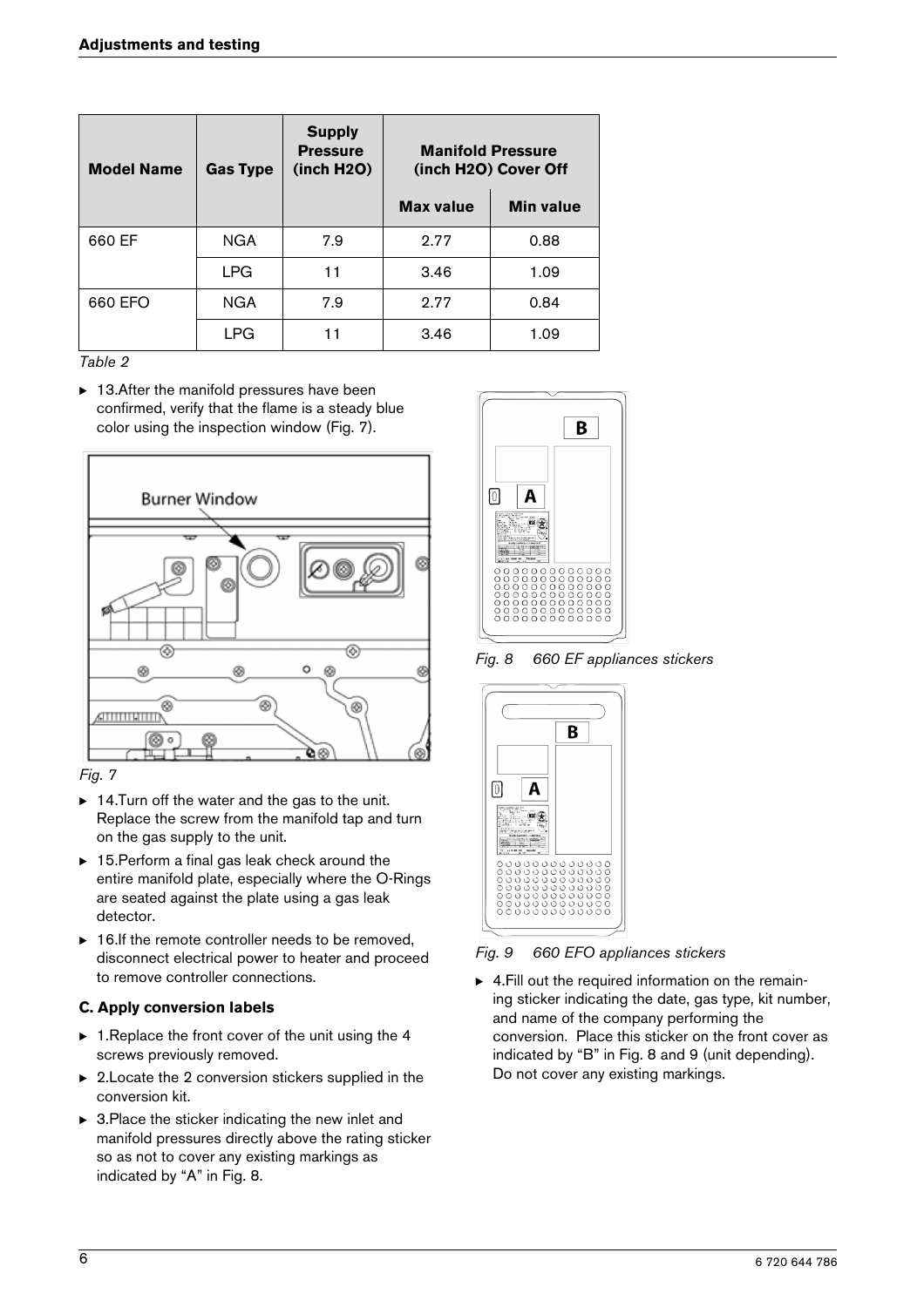| Model Name | Gas Type | Supply Pressure (inch H2O) | Manifold Pressure (inch H2O) Cover Off | |
|---|---|---|---|---|
| | | | Max value | Min value |
| 660 EF | NGA | 7.9 | 2.77 | 0.88 |
| | LPG | 11 | 3.46 | 1.09 |
| 660 EFO | NGA | 7.9 | 2.77 | 0.84 |
| | LPG | 11 | 3.46 | 1.09 |

*Table 2*

- 13.After the manifold pressures have been confirmed, verify that the flame is a steady blue color using the inspection window (Fig. 7).

Burner Window

*Fig. 7*

- 14.Turn off the water and the gas to the unit. Replace the screw from the manifold tap and turn on the gas supply to the unit.
- 15.Perform a final gas leak check around the entire manifold plate, especially where the O-Rings are seated against the plate using a gas leak detector.
- 16.If the remote controller needs to be removed, disconnect electrical power to heater and proceed to remove controller connections.

**C. Apply conversion labels**

- 1.Replace the front cover of the unit using the 4 screws previously removed.
- 2.Locate the 2 conversion stickers supplied in the conversion kit.
- 3.Place the sticker indicating the new inlet and manifold pressures directly above the rating sticker so as not to cover any existing markings as indicated by “A” in Fig. 8.

*Fig. 8 660 EF appliances stickers*

*Fig. 9 660 EFO appliances stickers*

- 4.Fill out the required information on the remaining sticker indicating the date, gas type, kit number, and name of the company performing the conversion. Place this sticker on the front cover as indicated by “B” in Fig. 8 and 9 (unit depending). Do not cover any existing markings.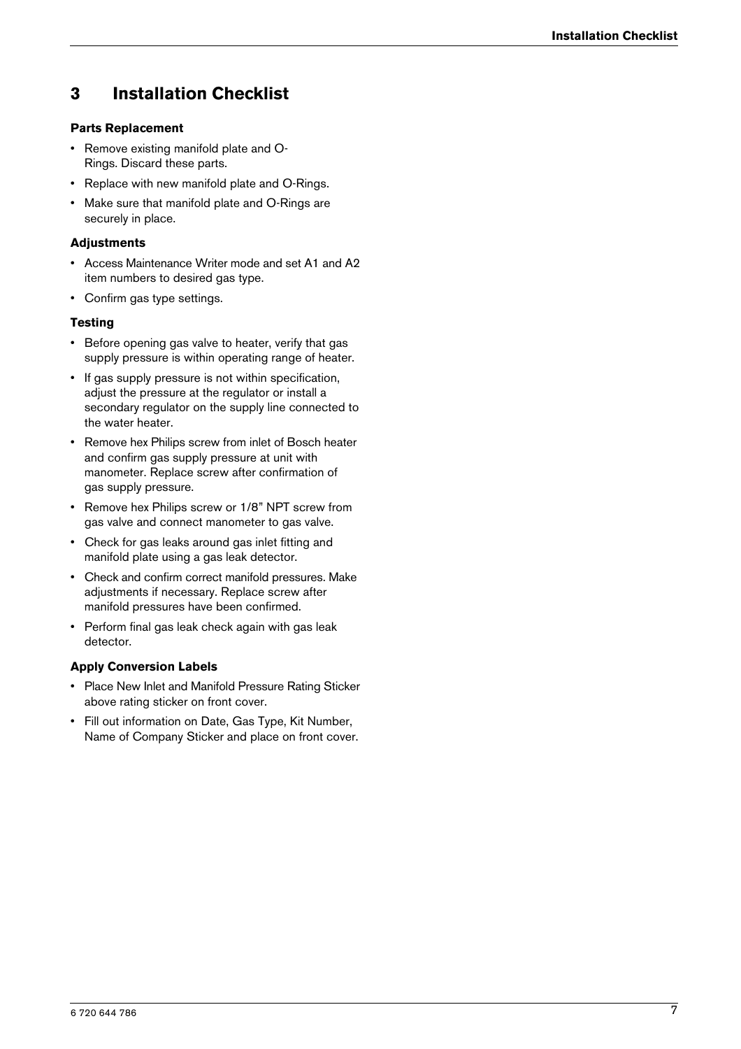# 3 Installation Checklist

**Parts Replacement**

- Remove existing manifold plate and O-Rings. Discard these parts.
- Replace with new manifold plate and O-Rings.
- Make sure that manifold plate and O-Rings are securely in place.

**Adjustments**

- Access Maintenance Writer mode and set A1 and A2 item numbers to desired gas type.
- Confirm gas type settings.

**Testing**

- Before opening gas valve to heater, verify that gas supply pressure is within operating range of heater.
- If gas supply pressure is not within specification, adjust the pressure at the regulator or install a secondary regulator on the supply line connected to the water heater.
- Remove hex Philips screw from inlet of Bosch heater and confirm gas supply pressure at unit with manometer. Replace screw after confirmation of gas supply pressure.
- Remove hex Philips screw or 1/8" NPT screw from gas valve and connect manometer to gas valve.
- Check for gas leaks around gas inlet fitting and manifold plate using a gas leak detector.
- Check and confirm correct manifold pressures. Make adjustments if necessary. Replace screw after manifold pressures have been confirmed.
- Perform final gas leak check again with gas leak detector.

**Apply Conversion Labels**

- Place New Inlet and Manifold Pressure Rating Sticker above rating sticker on front cover.
- Fill out information on Date, Gas Type, Kit Number, Name of Company Sticker and place on front cover.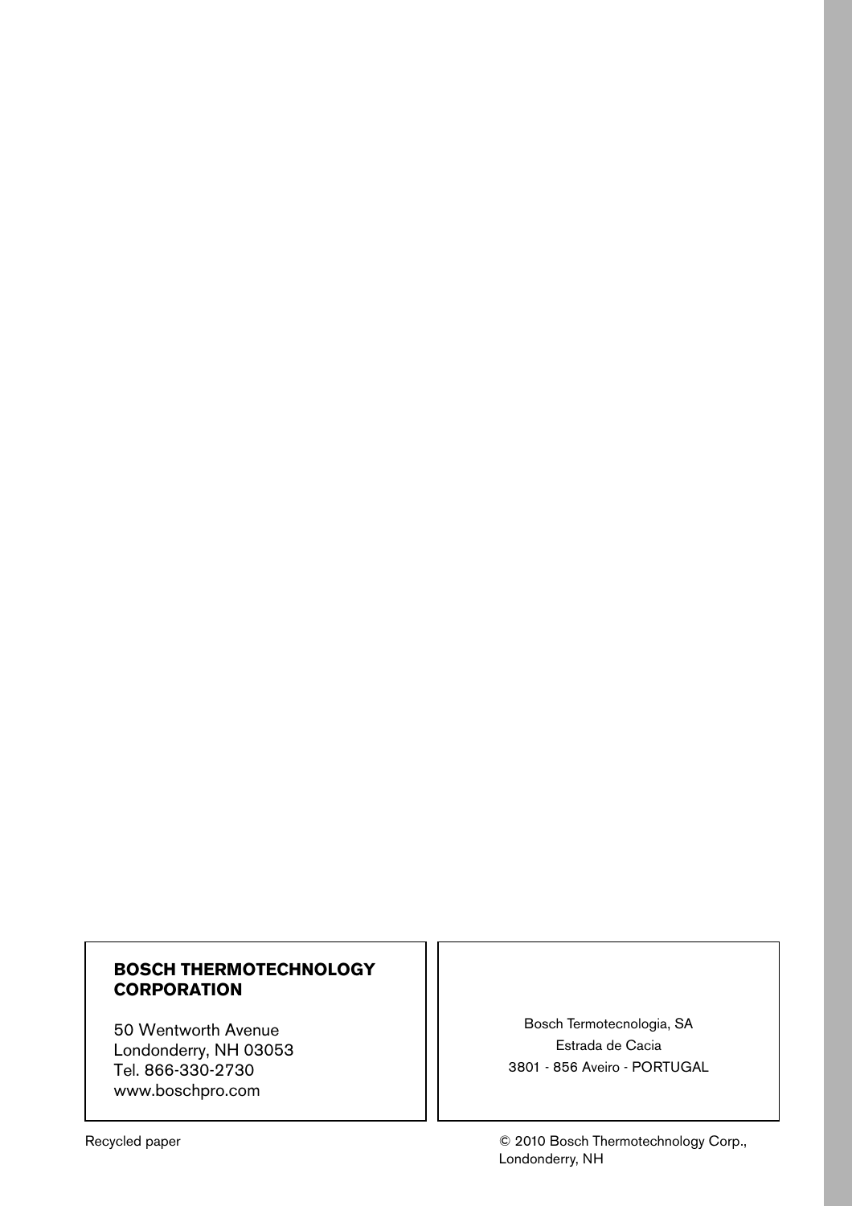**BOSCH THERMOTECHNOLOGY CORPORATION**

50 Wentworth Avenue
Londonderry, NH 03053
Tel. 866-330-2730
www.boschpro.com

Bosch Termotecnologia, SA
Estrada de Cacia
3801 - 856 Aveiro - PORTUGAL

Recycled paper

© 2010 Bosch Thermotechnology Corp., Londonderry, NH